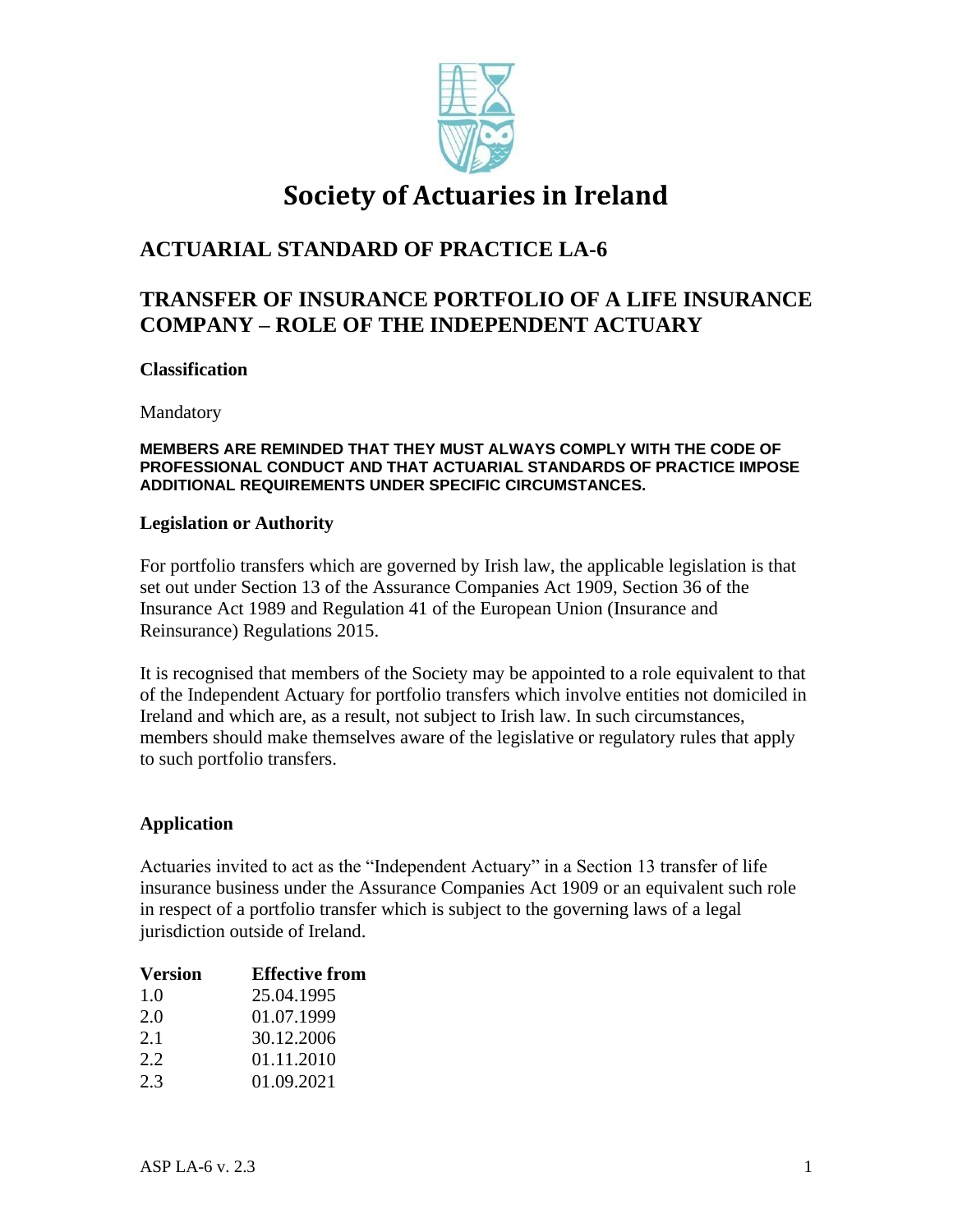# Society of Actuaries in Ireland

## ACTUARIAL STANDARD OF PRACTICE LA-6

## TRANSFER OF INSURANCE PORTFOLIO OF A LIFE INSURANCE COMPANY – ROLE OF THE INDEPENDENT ACTUARY

### Classification

Mandatory

**MEMBERS ARE REMINDED THAT THEY MUST ALWAYS COMPLY WITH THE CODE OF PROFESSIONAL CONDUCT AND THAT ACTUARIAL STANDARDS OF PRACTICE IMPOSE ADDITIONAL REQUIREMENTS UNDER SPECIFIC CIRCUMSTANCES.**

### Legislation or Authority

For portfolio transfers which are governed by Irish law, the applicable legislation is that set out under Section 13 of the Assurance Companies Act 1909, Section 36 of the Insurance Act 1989 and Regulation 41 of the European Union (Insurance and Reinsurance) Regulations 2015.

It is recognised that members of the Society may be appointed to a role equivalent to that of the Independent Actuary for portfolio transfers which involve entities not domiciled in Ireland and which are, as a result, not subject to Irish law. In such circumstances, members should make themselves aware of the legislative or regulatory rules that apply to such portfolio transfers.

### Application

Actuaries invited to act as the "Independent Actuary" in a Section 13 transfer of life insurance business under the Assurance Companies Act 1909 or an equivalent such role in respect of a portfolio transfer which is subject to the governing laws of a legal jurisdiction outside of Ireland.

| Version | Effective from |
|---|---|
| 1.0 | 25.04.1995 |
| 2.0 | 01.07.1999 |
| 2.1 | 30.12.2006 |
| 2.2 | 01.11.2010 |
| 2.3 | 01.09.2021 |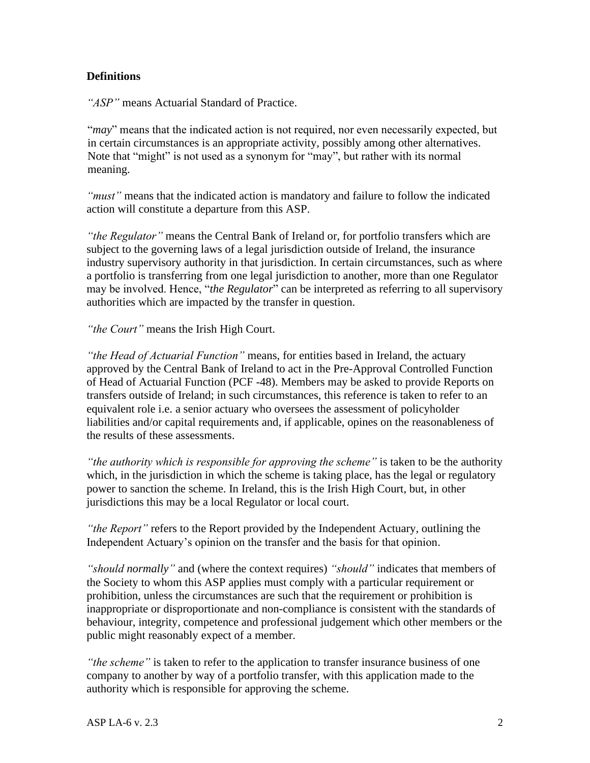**Definitions**

*"ASP"* means Actuarial Standard of Practice.

"*may*" means that the indicated action is not required, nor even necessarily expected, but in certain circumstances is an appropriate activity, possibly among other alternatives. Note that "might" is not used as a synonym for "may", but rather with its normal meaning.

*"must"* means that the indicated action is mandatory and failure to follow the indicated action will constitute a departure from this ASP.

*"the Regulator"* means the Central Bank of Ireland or, for portfolio transfers which are subject to the governing laws of a legal jurisdiction outside of Ireland, the insurance industry supervisory authority in that jurisdiction. In certain circumstances, such as where a portfolio is transferring from one legal jurisdiction to another, more than one Regulator may be involved. Hence, "*the Regulator*" can be interpreted as referring to all supervisory authorities which are impacted by the transfer in question.

*"the Court"* means the Irish High Court.

*"the Head of Actuarial Function"* means, for entities based in Ireland, the actuary approved by the Central Bank of Ireland to act in the Pre-Approval Controlled Function of Head of Actuarial Function (PCF -48). Members may be asked to provide Reports on transfers outside of Ireland; in such circumstances, this reference is taken to refer to an equivalent role i.e. a senior actuary who oversees the assessment of policyholder liabilities and/or capital requirements and, if applicable, opines on the reasonableness of the results of these assessments.

*"the authority which is responsible for approving the scheme"* is taken to be the authority which, in the jurisdiction in which the scheme is taking place, has the legal or regulatory power to sanction the scheme. In Ireland, this is the Irish High Court, but, in other jurisdictions this may be a local Regulator or local court.

*"the Report"* refers to the Report provided by the Independent Actuary, outlining the Independent Actuary's opinion on the transfer and the basis for that opinion.

*"should normally"* and (where the context requires) *"should"* indicates that members of the Society to whom this ASP applies must comply with a particular requirement or prohibition, unless the circumstances are such that the requirement or prohibition is inappropriate or disproportionate and non-compliance is consistent with the standards of behaviour, integrity, competence and professional judgement which other members or the public might reasonably expect of a member.

*"the scheme"* is taken to refer to the application to transfer insurance business of one company to another by way of a portfolio transfer, with this application made to the authority which is responsible for approving the scheme.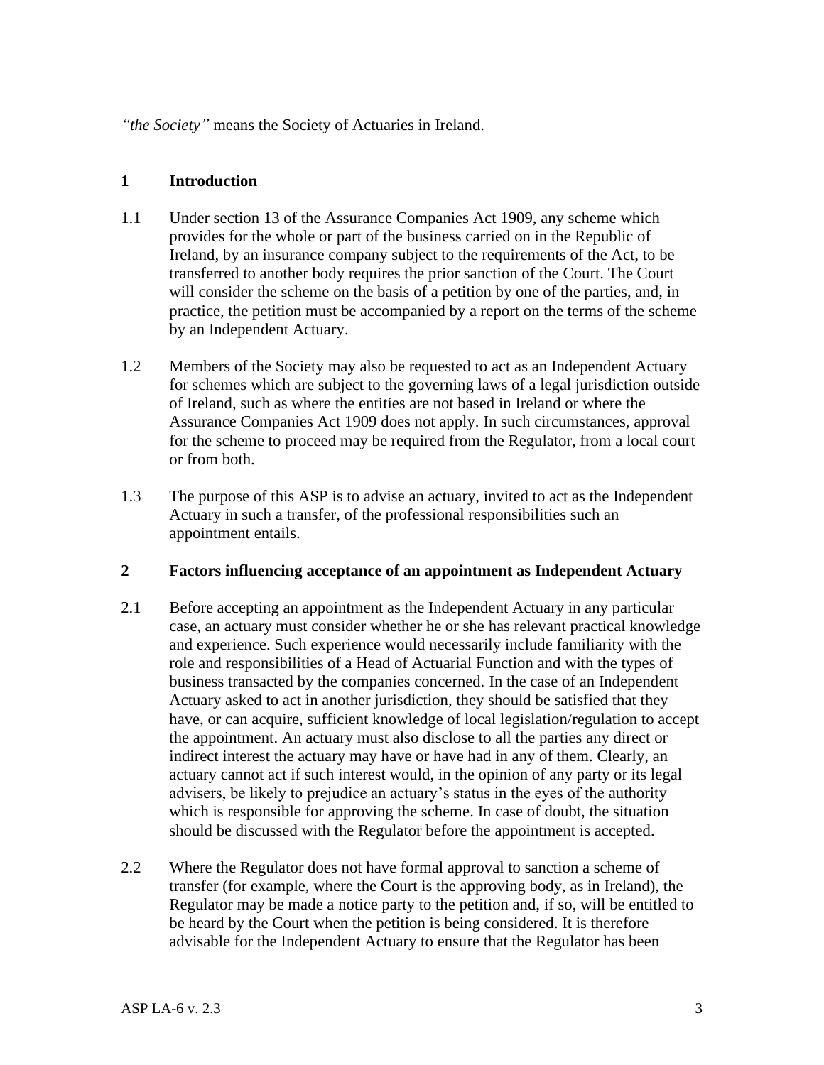*"the Society"* means the Society of Actuaries in Ireland.

## 1 Introduction

1.1 Under section 13 of the Assurance Companies Act 1909, any scheme which provides for the whole or part of the business carried on in the Republic of Ireland, by an insurance company subject to the requirements of the Act, to be transferred to another body requires the prior sanction of the Court. The Court will consider the scheme on the basis of a petition by one of the parties, and, in practice, the petition must be accompanied by a report on the terms of the scheme by an Independent Actuary.

1.2 Members of the Society may also be requested to act as an Independent Actuary for schemes which are subject to the governing laws of a legal jurisdiction outside of Ireland, such as where the entities are not based in Ireland or where the Assurance Companies Act 1909 does not apply. In such circumstances, approval for the scheme to proceed may be required from the Regulator, from a local court or from both.

1.3 The purpose of this ASP is to advise an actuary, invited to act as the Independent Actuary in such a transfer, of the professional responsibilities such an appointment entails.

## 2 Factors influencing acceptance of an appointment as Independent Actuary

2.1 Before accepting an appointment as the Independent Actuary in any particular case, an actuary must consider whether he or she has relevant practical knowledge and experience. Such experience would necessarily include familiarity with the role and responsibilities of a Head of Actuarial Function and with the types of business transacted by the companies concerned. In the case of an Independent Actuary asked to act in another jurisdiction, they should be satisfied that they have, or can acquire, sufficient knowledge of local legislation/regulation to accept the appointment. An actuary must also disclose to all the parties any direct or indirect interest the actuary may have or have had in any of them. Clearly, an actuary cannot act if such interest would, in the opinion of any party or its legal advisers, be likely to prejudice an actuary's status in the eyes of the authority which is responsible for approving the scheme. In case of doubt, the situation should be discussed with the Regulator before the appointment is accepted.

2.2 Where the Regulator does not have formal approval to sanction a scheme of transfer (for example, where the Court is the approving body, as in Ireland), the Regulator may be made a notice party to the petition and, if so, will be entitled to be heard by the Court when the petition is being considered. It is therefore advisable for the Independent Actuary to ensure that the Regulator has been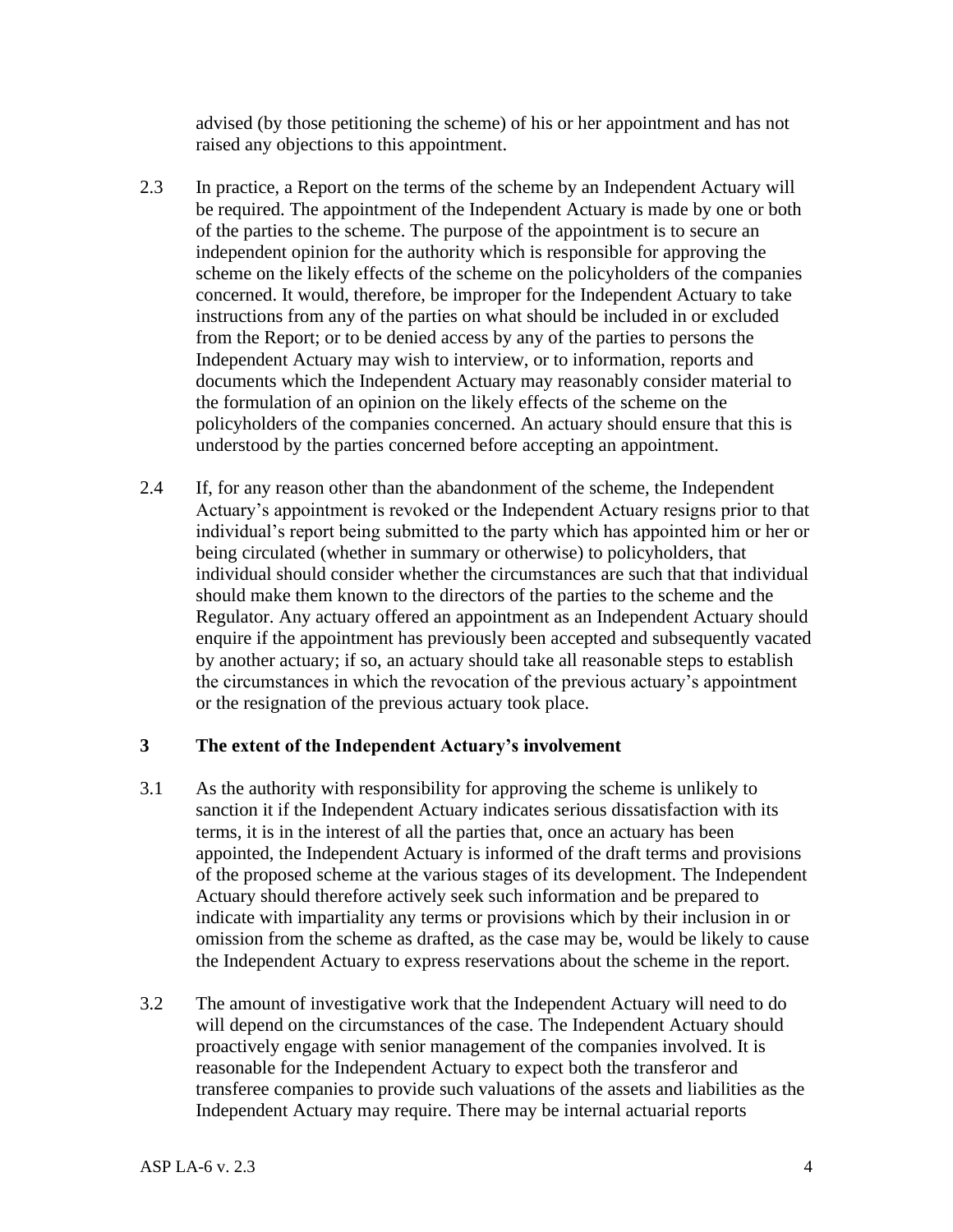advised (by those petitioning the scheme) of his or her appointment and has not raised any objections to this appointment.

2.3 In practice, a Report on the terms of the scheme by an Independent Actuary will be required. The appointment of the Independent Actuary is made by one or both of the parties to the scheme. The purpose of the appointment is to secure an independent opinion for the authority which is responsible for approving the scheme on the likely effects of the scheme on the policyholders of the companies concerned. It would, therefore, be improper for the Independent Actuary to take instructions from any of the parties on what should be included in or excluded from the Report; or to be denied access by any of the parties to persons the Independent Actuary may wish to interview, or to information, reports and documents which the Independent Actuary may reasonably consider material to the formulation of an opinion on the likely effects of the scheme on the policyholders of the companies concerned. An actuary should ensure that this is understood by the parties concerned before accepting an appointment.

2.4 If, for any reason other than the abandonment of the scheme, the Independent Actuary's appointment is revoked or the Independent Actuary resigns prior to that individual's report being submitted to the party which has appointed him or her or being circulated (whether in summary or otherwise) to policyholders, that individual should consider whether the circumstances are such that that individual should make them known to the directors of the parties to the scheme and the Regulator. Any actuary offered an appointment as an Independent Actuary should enquire if the appointment has previously been accepted and subsequently vacated by another actuary; if so, an actuary should take all reasonable steps to establish the circumstances in which the revocation of the previous actuary's appointment or the resignation of the previous actuary took place.

## 3 The extent of the Independent Actuary's involvement

3.1 As the authority with responsibility for approving the scheme is unlikely to sanction it if the Independent Actuary indicates serious dissatisfaction with its terms, it is in the interest of all the parties that, once an actuary has been appointed, the Independent Actuary is informed of the draft terms and provisions of the proposed scheme at the various stages of its development. The Independent Actuary should therefore actively seek such information and be prepared to indicate with impartiality any terms or provisions which by their inclusion in or omission from the scheme as drafted, as the case may be, would be likely to cause the Independent Actuary to express reservations about the scheme in the report.

3.2 The amount of investigative work that the Independent Actuary will need to do will depend on the circumstances of the case. The Independent Actuary should proactively engage with senior management of the companies involved. It is reasonable for the Independent Actuary to expect both the transferor and transferee companies to provide such valuations of the assets and liabilities as the Independent Actuary may require. There may be internal actuarial reports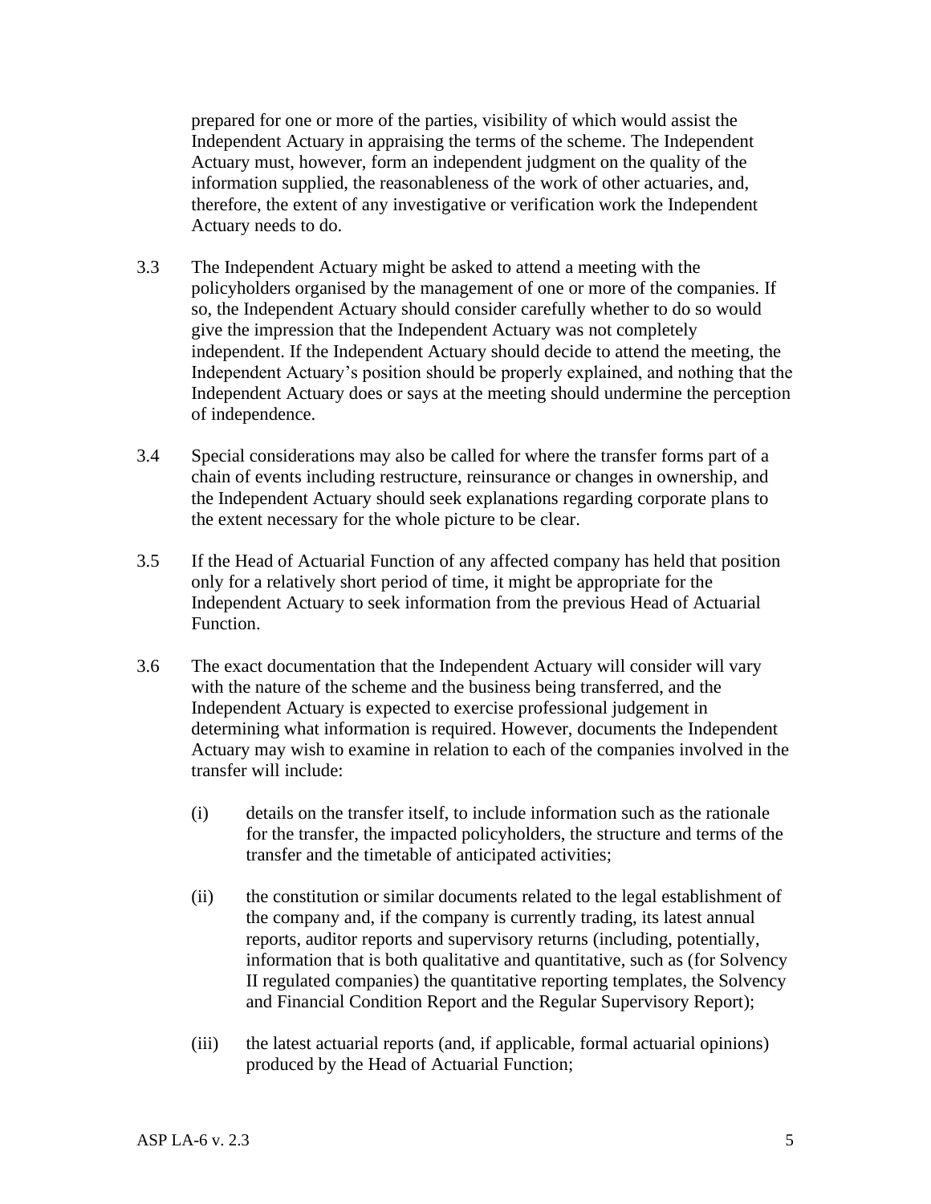prepared for one or more of the parties, visibility of which would assist the Independent Actuary in appraising the terms of the scheme. The Independent Actuary must, however, form an independent judgment on the quality of the information supplied, the reasonableness of the work of other actuaries, and, therefore, the extent of any investigative or verification work the Independent Actuary needs to do.

3.3 The Independent Actuary might be asked to attend a meeting with the policyholders organised by the management of one or more of the companies. If so, the Independent Actuary should consider carefully whether to do so would give the impression that the Independent Actuary was not completely independent. If the Independent Actuary should decide to attend the meeting, the Independent Actuary's position should be properly explained, and nothing that the Independent Actuary does or says at the meeting should undermine the perception of independence.

3.4 Special considerations may also be called for where the transfer forms part of a chain of events including restructure, reinsurance or changes in ownership, and the Independent Actuary should seek explanations regarding corporate plans to the extent necessary for the whole picture to be clear.

3.5 If the Head of Actuarial Function of any affected company has held that position only for a relatively short period of time, it might be appropriate for the Independent Actuary to seek information from the previous Head of Actuarial Function.

3.6 The exact documentation that the Independent Actuary will consider will vary with the nature of the scheme and the business being transferred, and the Independent Actuary is expected to exercise professional judgement in determining what information is required. However, documents the Independent Actuary may wish to examine in relation to each of the companies involved in the transfer will include:

(i) details on the transfer itself, to include information such as the rationale for the transfer, the impacted policyholders, the structure and terms of the transfer and the timetable of anticipated activities;

(ii) the constitution or similar documents related to the legal establishment of the company and, if the company is currently trading, its latest annual reports, auditor reports and supervisory returns (including, potentially, information that is both qualitative and quantitative, such as (for Solvency II regulated companies) the quantitative reporting templates, the Solvency and Financial Condition Report and the Regular Supervisory Report);

(iii) the latest actuarial reports (and, if applicable, formal actuarial opinions) produced by the Head of Actuarial Function;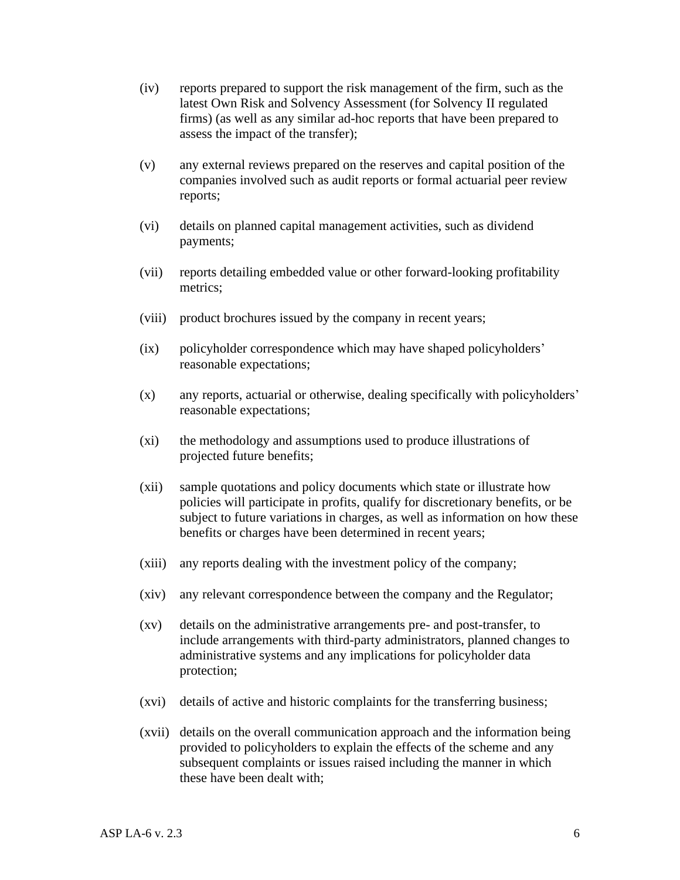(iv) reports prepared to support the risk management of the firm, such as the latest Own Risk and Solvency Assessment (for Solvency II regulated firms) (as well as any similar ad-hoc reports that have been prepared to assess the impact of the transfer);

(v) any external reviews prepared on the reserves and capital position of the companies involved such as audit reports or formal actuarial peer review reports;

(vi) details on planned capital management activities, such as dividend payments;

(vii) reports detailing embedded value or other forward-looking profitability metrics;

(viii) product brochures issued by the company in recent years;

(ix) policyholder correspondence which may have shaped policyholders' reasonable expectations;

(x) any reports, actuarial or otherwise, dealing specifically with policyholders' reasonable expectations;

(xi) the methodology and assumptions used to produce illustrations of projected future benefits;

(xii) sample quotations and policy documents which state or illustrate how policies will participate in profits, qualify for discretionary benefits, or be subject to future variations in charges, as well as information on how these benefits or charges have been determined in recent years;

(xiii) any reports dealing with the investment policy of the company;

(xiv) any relevant correspondence between the company and the Regulator;

(xv) details on the administrative arrangements pre- and post-transfer, to include arrangements with third-party administrators, planned changes to administrative systems and any implications for policyholder data protection;

(xvi) details of active and historic complaints for the transferring business;

(xvii) details on the overall communication approach and the information being provided to policyholders to explain the effects of the scheme and any subsequent complaints or issues raised including the manner in which these have been dealt with;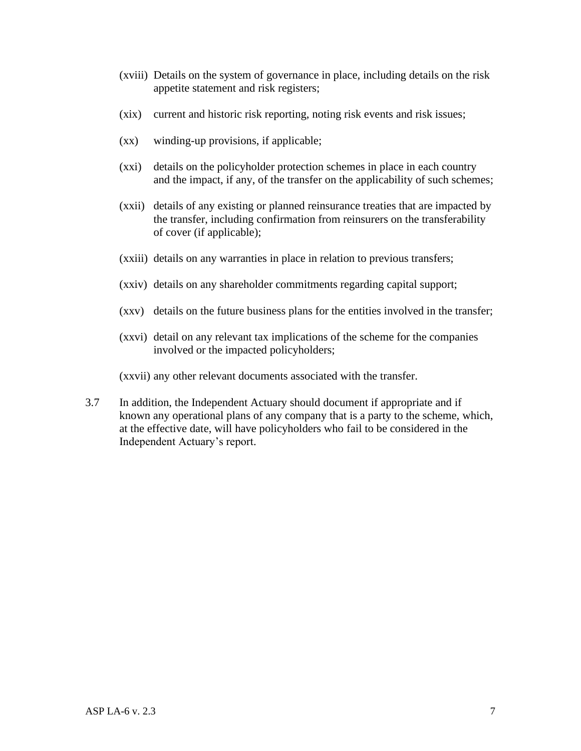(xviii) Details on the system of governance in place, including details on the risk appetite statement and risk registers;

(xix) current and historic risk reporting, noting risk events and risk issues;

(xx) winding-up provisions, if applicable;

(xxi) details on the policyholder protection schemes in place in each country and the impact, if any, of the transfer on the applicability of such schemes;

(xxii) details of any existing or planned reinsurance treaties that are impacted by the transfer, including confirmation from reinsurers on the transferability of cover (if applicable);

(xxiii) details on any warranties in place in relation to previous transfers;

(xxiv) details on any shareholder commitments regarding capital support;

(xxv) details on the future business plans for the entities involved in the transfer;

(xxvi) detail on any relevant tax implications of the scheme for the companies involved or the impacted policyholders;

(xxvii) any other relevant documents associated with the transfer.

3.7 In addition, the Independent Actuary should document if appropriate and if known any operational plans of any company that is a party to the scheme, which, at the effective date, will have policyholders who fail to be considered in the Independent Actuary's report.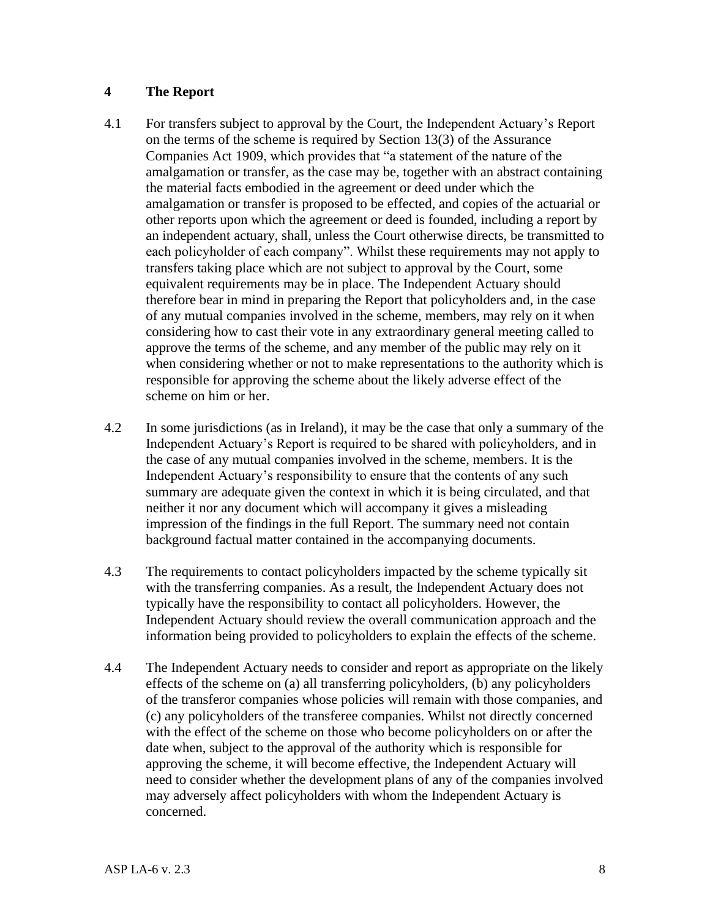## 4 The Report

4.1 For transfers subject to approval by the Court, the Independent Actuary's Report on the terms of the scheme is required by Section 13(3) of the Assurance Companies Act 1909, which provides that "a statement of the nature of the amalgamation or transfer, as the case may be, together with an abstract containing the material facts embodied in the agreement or deed under which the amalgamation or transfer is proposed to be effected, and copies of the actuarial or other reports upon which the agreement or deed is founded, including a report by an independent actuary, shall, unless the Court otherwise directs, be transmitted to each policyholder of each company". Whilst these requirements may not apply to transfers taking place which are not subject to approval by the Court, some equivalent requirements may be in place. The Independent Actuary should therefore bear in mind in preparing the Report that policyholders and, in the case of any mutual companies involved in the scheme, members, may rely on it when considering how to cast their vote in any extraordinary general meeting called to approve the terms of the scheme, and any member of the public may rely on it when considering whether or not to make representations to the authority which is responsible for approving the scheme about the likely adverse effect of the scheme on him or her.

4.2 In some jurisdictions (as in Ireland), it may be the case that only a summary of the Independent Actuary's Report is required to be shared with policyholders, and in the case of any mutual companies involved in the scheme, members. It is the Independent Actuary's responsibility to ensure that the contents of any such summary are adequate given the context in which it is being circulated, and that neither it nor any document which will accompany it gives a misleading impression of the findings in the full Report. The summary need not contain background factual matter contained in the accompanying documents.

4.3 The requirements to contact policyholders impacted by the scheme typically sit with the transferring companies. As a result, the Independent Actuary does not typically have the responsibility to contact all policyholders. However, the Independent Actuary should review the overall communication approach and the information being provided to policyholders to explain the effects of the scheme.

4.4 The Independent Actuary needs to consider and report as appropriate on the likely effects of the scheme on (a) all transferring policyholders, (b) any policyholders of the transferor companies whose policies will remain with those companies, and (c) any policyholders of the transferee companies. Whilst not directly concerned with the effect of the scheme on those who become policyholders on or after the date when, subject to the approval of the authority which is responsible for approving the scheme, it will become effective, the Independent Actuary will need to consider whether the development plans of any of the companies involved may adversely affect policyholders with whom the Independent Actuary is concerned.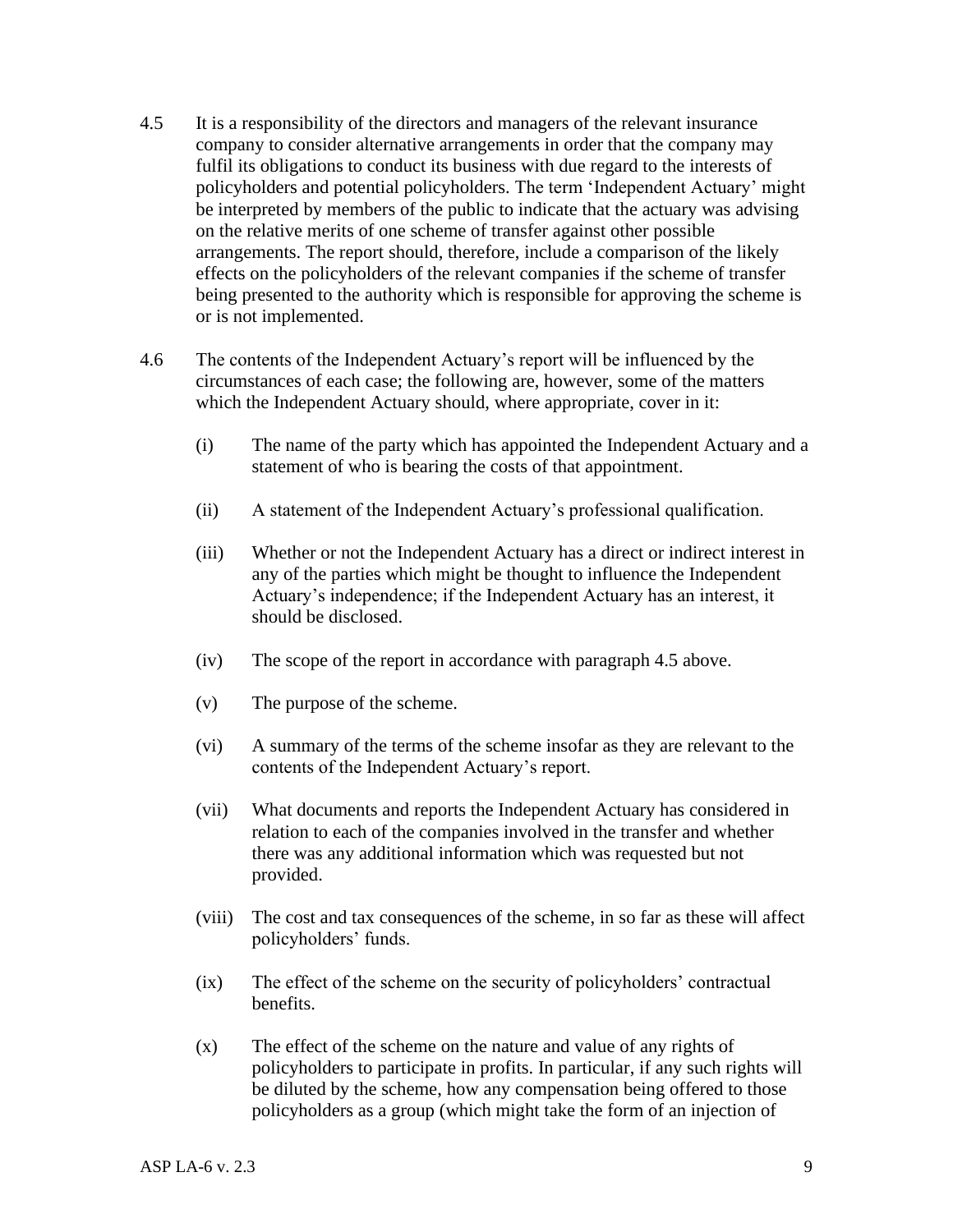4.5 It is a responsibility of the directors and managers of the relevant insurance company to consider alternative arrangements in order that the company may fulfil its obligations to conduct its business with due regard to the interests of policyholders and potential policyholders. The term 'Independent Actuary' might be interpreted by members of the public to indicate that the actuary was advising on the relative merits of one scheme of transfer against other possible arrangements. The report should, therefore, include a comparison of the likely effects on the policyholders of the relevant companies if the scheme of transfer being presented to the authority which is responsible for approving the scheme is or is not implemented.

4.6 The contents of the Independent Actuary's report will be influenced by the circumstances of each case; the following are, however, some of the matters which the Independent Actuary should, where appropriate, cover in it:

- (i) The name of the party which has appointed the Independent Actuary and a statement of who is bearing the costs of that appointment.
- (ii) A statement of the Independent Actuary's professional qualification.
- (iii) Whether or not the Independent Actuary has a direct or indirect interest in any of the parties which might be thought to influence the Independent Actuary's independence; if the Independent Actuary has an interest, it should be disclosed.
- (iv) The scope of the report in accordance with paragraph 4.5 above.
- (v) The purpose of the scheme.
- (vi) A summary of the terms of the scheme insofar as they are relevant to the contents of the Independent Actuary's report.
- (vii) What documents and reports the Independent Actuary has considered in relation to each of the companies involved in the transfer and whether there was any additional information which was requested but not provided.
- (viii) The cost and tax consequences of the scheme, in so far as these will affect policyholders' funds.
- (ix) The effect of the scheme on the security of policyholders' contractual benefits.
- (x) The effect of the scheme on the nature and value of any rights of policyholders to participate in profits. In particular, if any such rights will be diluted by the scheme, how any compensation being offered to those policyholders as a group (which might take the form of an injection of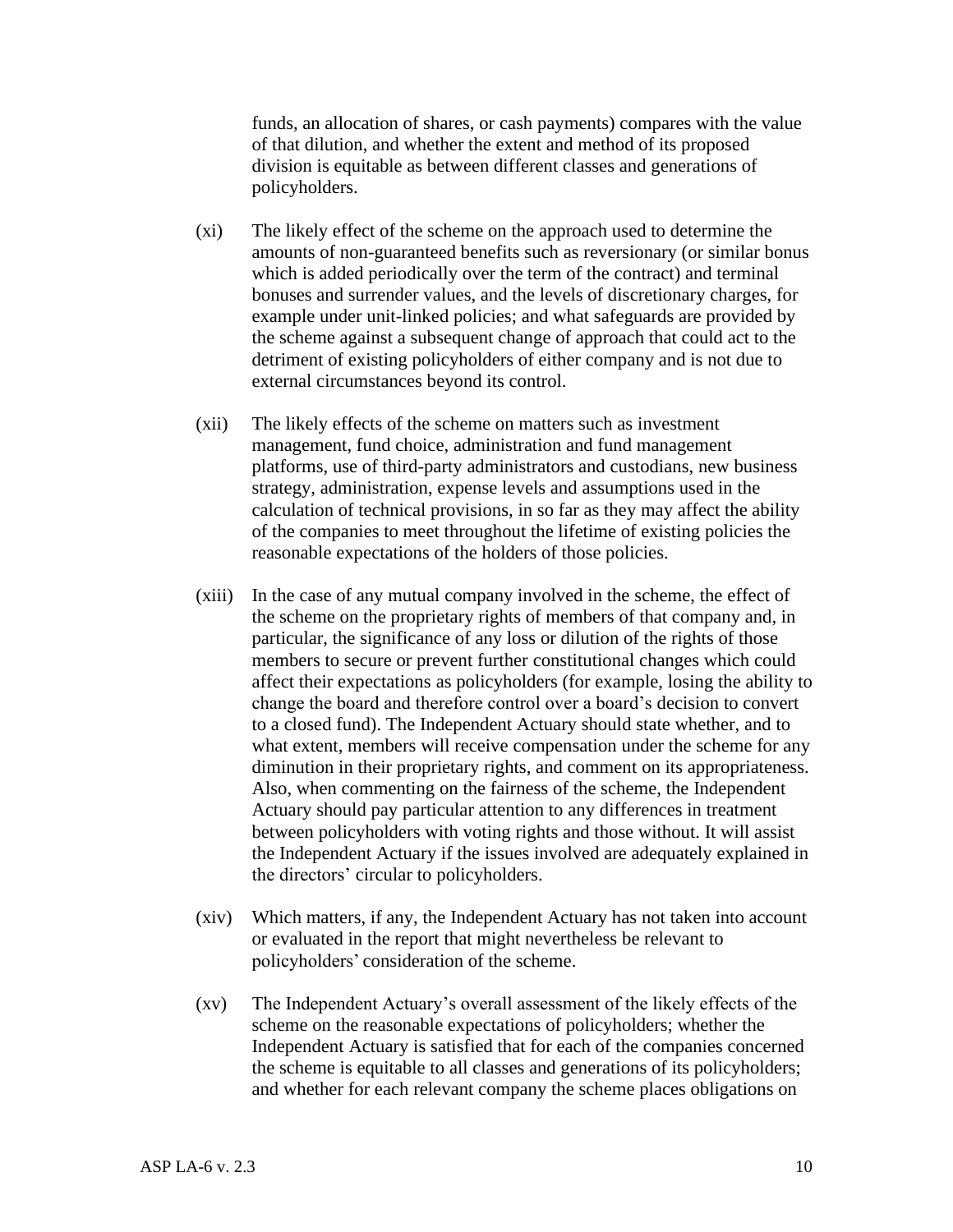funds, an allocation of shares, or cash payments) compares with the value of that dilution, and whether the extent and method of its proposed division is equitable as between different classes and generations of policyholders.

(xi) The likely effect of the scheme on the approach used to determine the amounts of non-guaranteed benefits such as reversionary (or similar bonus which is added periodically over the term of the contract) and terminal bonuses and surrender values, and the levels of discretionary charges, for example under unit-linked policies; and what safeguards are provided by the scheme against a subsequent change of approach that could act to the detriment of existing policyholders of either company and is not due to external circumstances beyond its control.

(xii) The likely effects of the scheme on matters such as investment management, fund choice, administration and fund management platforms, use of third-party administrators and custodians, new business strategy, administration, expense levels and assumptions used in the calculation of technical provisions, in so far as they may affect the ability of the companies to meet throughout the lifetime of existing policies the reasonable expectations of the holders of those policies.

(xiii) In the case of any mutual company involved in the scheme, the effect of the scheme on the proprietary rights of members of that company and, in particular, the significance of any loss or dilution of the rights of those members to secure or prevent further constitutional changes which could affect their expectations as policyholders (for example, losing the ability to change the board and therefore control over a board's decision to convert to a closed fund). The Independent Actuary should state whether, and to what extent, members will receive compensation under the scheme for any diminution in their proprietary rights, and comment on its appropriateness. Also, when commenting on the fairness of the scheme, the Independent Actuary should pay particular attention to any differences in treatment between policyholders with voting rights and those without. It will assist the Independent Actuary if the issues involved are adequately explained in the directors' circular to policyholders.

(xiv) Which matters, if any, the Independent Actuary has not taken into account or evaluated in the report that might nevertheless be relevant to policyholders' consideration of the scheme.

(xv) The Independent Actuary's overall assessment of the likely effects of the scheme on the reasonable expectations of policyholders; whether the Independent Actuary is satisfied that for each of the companies concerned the scheme is equitable to all classes and generations of its policyholders; and whether for each relevant company the scheme places obligations on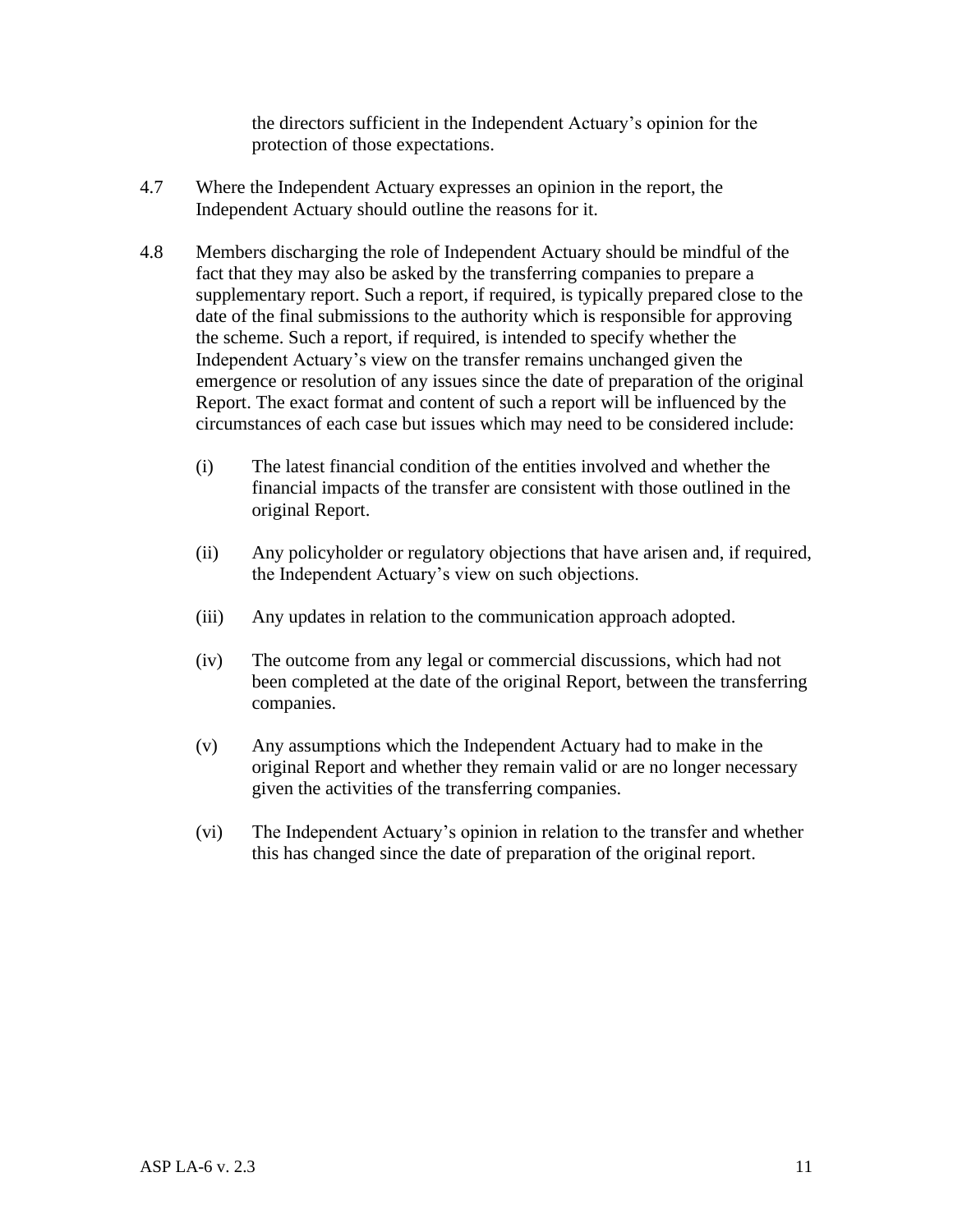the directors sufficient in the Independent Actuary's opinion for the protection of those expectations.

4.7 Where the Independent Actuary expresses an opinion in the report, the Independent Actuary should outline the reasons for it.

4.8 Members discharging the role of Independent Actuary should be mindful of the fact that they may also be asked by the transferring companies to prepare a supplementary report. Such a report, if required, is typically prepared close to the date of the final submissions to the authority which is responsible for approving the scheme. Such a report, if required, is intended to specify whether the Independent Actuary's view on the transfer remains unchanged given the emergence or resolution of any issues since the date of preparation of the original Report. The exact format and content of such a report will be influenced by the circumstances of each case but issues which may need to be considered include:

(i) The latest financial condition of the entities involved and whether the financial impacts of the transfer are consistent with those outlined in the original Report.

(ii) Any policyholder or regulatory objections that have arisen and, if required, the Independent Actuary's view on such objections.

(iii) Any updates in relation to the communication approach adopted.

(iv) The outcome from any legal or commercial discussions, which had not been completed at the date of the original Report, between the transferring companies.

(v) Any assumptions which the Independent Actuary had to make in the original Report and whether they remain valid or are no longer necessary given the activities of the transferring companies.

(vi) The Independent Actuary's opinion in relation to the transfer and whether this has changed since the date of preparation of the original report.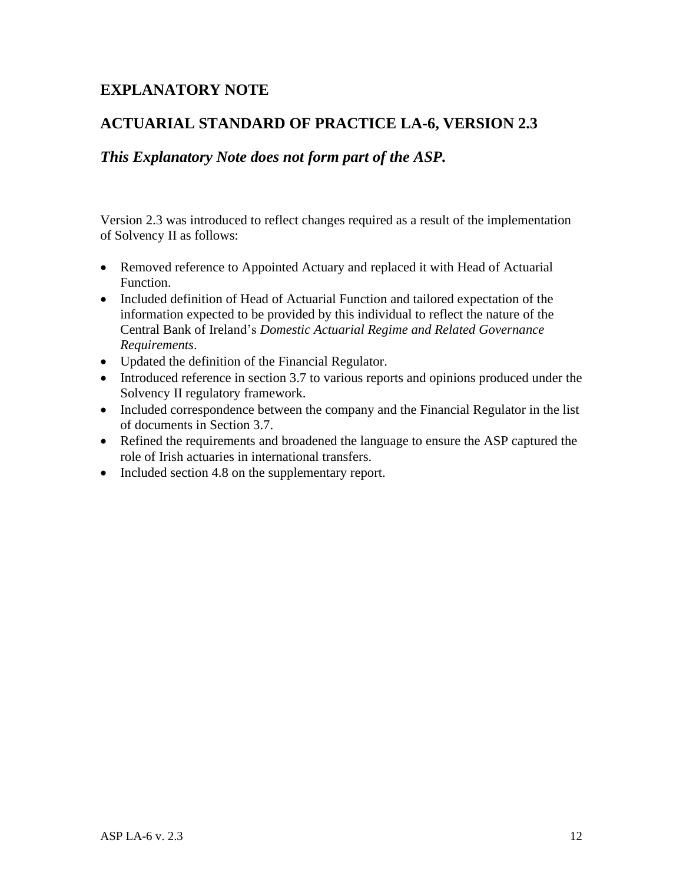## EXPLANATORY NOTE

## ACTUARIAL STANDARD OF PRACTICE LA-6, VERSION 2.3

### *This Explanatory Note does not form part of the ASP.*

Version 2.3 was introduced to reflect changes required as a result of the implementation of Solvency II as follows:

- Removed reference to Appointed Actuary and replaced it with Head of Actuarial Function.
- Included definition of Head of Actuarial Function and tailored expectation of the information expected to be provided by this individual to reflect the nature of the Central Bank of Ireland's *Domestic Actuarial Regime and Related Governance Requirements*.
- Updated the definition of the Financial Regulator.
- Introduced reference in section 3.7 to various reports and opinions produced under the Solvency II regulatory framework.
- Included correspondence between the company and the Financial Regulator in the list of documents in Section 3.7.
- Refined the requirements and broadened the language to ensure the ASP captured the role of Irish actuaries in international transfers.
- Included section 4.8 on the supplementary report.